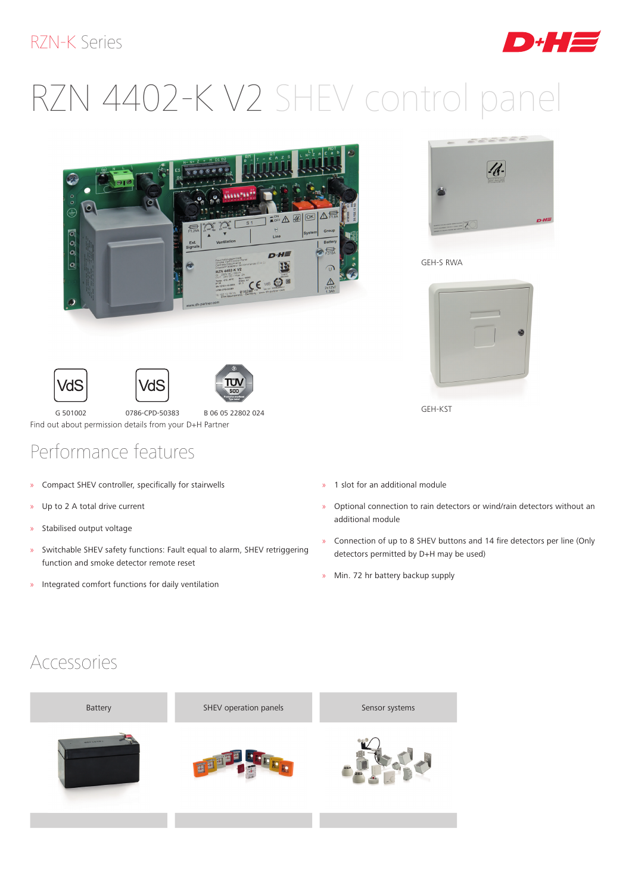RZN-K Series

# RZN 4402-K V2 SHEV control panel

GEH-S RWA

GEH-KST

G 501002 | 0786-CPD-50383 | B 06 05 22802 024

Find out about permission details from your D+H Partner

## Performance features

- Compact SHEV controller, specifically for stairwells
- Up to 2 A total drive current
- Stabilised output voltage
- Switchable SHEV safety functions: Fault equal to alarm, SHEV retriggering function and smoke detector remote reset
- Integrated comfort functions for daily ventilation
- 1 slot for an additional module
- Optional connection to rain detectors or wind/rain detectors without an additional module
- Connection of up to 8 SHEV buttons and 14 fire detectors per line (Only detectors permitted by D+H may be used)
- Min. 72 hr battery backup supply

## Accessories

| Battery | SHEV operation panels | Sensor systems |
| --- | --- | --- |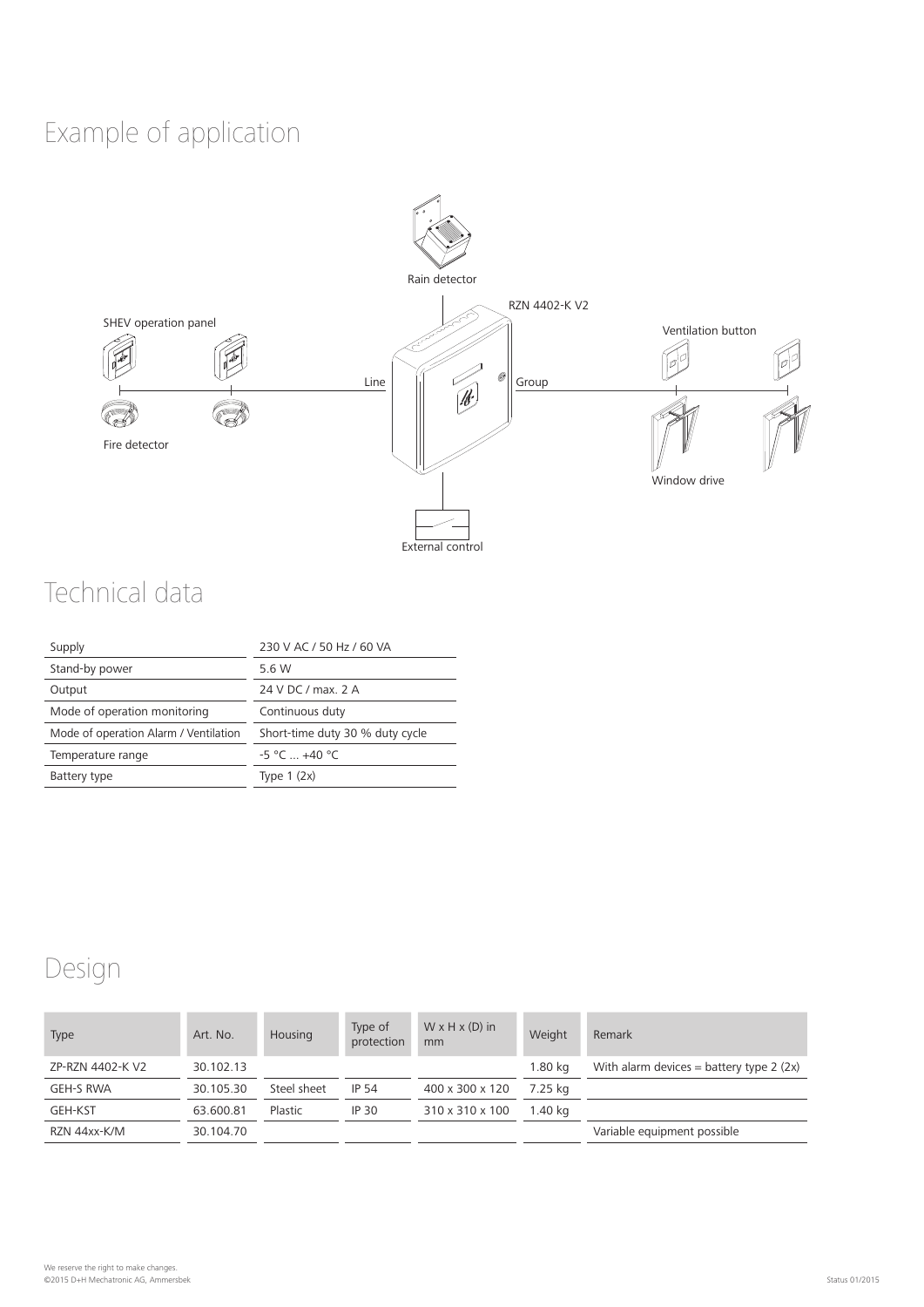# Example of application

Rain detector

RZN 4402-K V2

SHEV operation panel

Ventilation button

Line

Group

Fire detector

Window drive

External control

# Technical data

| | |
|---|---|
| Supply | 230 V AC / 50 Hz / 60 VA |
| Stand-by power | 5.6 W |
| Output | 24 V DC / max. 2 A |
| Mode of operation monitoring | Continuous duty |
| Mode of operation Alarm / Ventilation | Short-time duty 30 % duty cycle |
| Temperature range | -5 °C ... +40 °C |
| Battery type | Type 1 (2x) |

# Design

| Type | Art. No. | Housing | Type of protection | W x H x (D) in mm | Weight | Remark |
|---|---|---|---|---|---|---|
| ZP-RZN 4402-K V2 | 30.102.13 | | | | 1.80 kg | With alarm devices = battery type 2 (2x) |
| GEH-S RWA | 30.105.30 | Steel sheet | IP 54 | 400 x 300 x 120 | 7.25 kg | |
| GEH-KST | 63.600.81 | Plastic | IP 30 | 310 x 310 x 100 | 1.40 kg | |
| RZN 44xx-K/M | 30.104.70 | | | | | Variable equipment possible |

We reserve the right to make changes.
©2015 D+H Mechatronic AG, Ammersbek

Status 01/2015